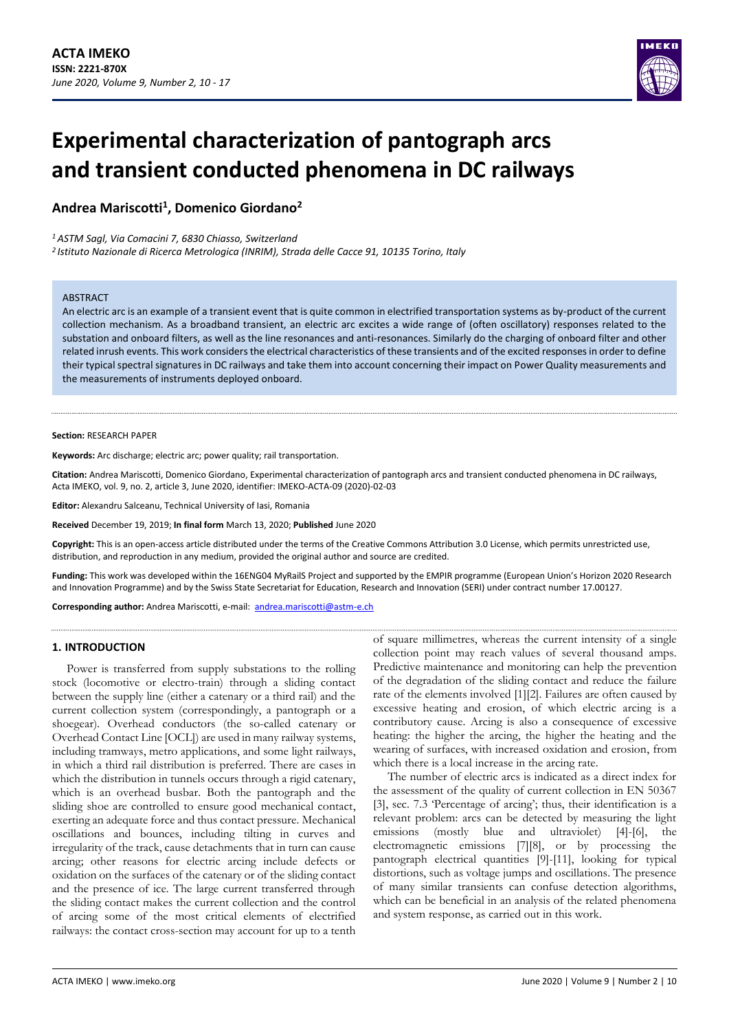# Experimental characterization of pantograph arcs and transient conducted phenomena in DC railways

**Andrea Mariscotti[1], Domenico Giordano[2]**

*[1] ASTM Sagl, Via Comacini 7, 6830 Chiasso, Switzerland*
*[2] Istituto Nazionale di Ricerca Metrologica (INRIM), Strada delle Cacce 91, 10135 Torino, Italy*

## ABSTRACT

An electric arc is an example of a transient event that is quite common in electrified transportation systems as by-product of the current collection mechanism. As a broadband transient, an electric arc excites a wide range of (often oscillatory) responses related to the substation and onboard filters, as well as the line resonances and anti-resonances. Similarly do the charging of onboard filter and other related inrush events. This work considers the electrical characteristics of these transients and of the excited responses in order to define their typical spectral signatures in DC railways and take them into account concerning their impact on Power Quality measurements and the measurements of instruments deployed onboard.

**Section:** RESEARCH PAPER

**Keywords:** Arc discharge; electric arc; power quality; rail transportation.

**Citation:** Andrea Mariscotti, Domenico Giordano, Experimental characterization of pantograph arcs and transient conducted phenomena in DC railways, Acta IMEKO, vol. 9, no. 2, article 3, June 2020, identifier: IMEKO-ACTA-09 (2020)-02-03

**Editor:** Alexandru Salceanu, Technical University of Iasi, Romania

**Received** December 19, 2019; **In final form** March 13, 2020; **Published** June 2020

**Copyright:** This is an open-access article distributed under the terms of the Creative Commons Attribution 3.0 License, which permits unrestricted use, distribution, and reproduction in any medium, provided the original author and source are credited.

**Funding:** This work was developed within the 16ENG04 MyRailS Project and supported by the EMPIR programme (European Union's Horizon 2020 Research and Innovation Programme) and by the Swiss State Secretariat for Education, Research and Innovation (SERI) under contract number 17.00127.

**Corresponding author:** Andrea Mariscotti, e-mail: andrea.mariscotti@astm-e.ch

## 1. INTRODUCTION

Power is transferred from supply substations to the rolling stock (locomotive or electro-train) through a sliding contact between the supply line (either a catenary or a third rail) and the current collection system (correspondingly, a pantograph or a shoegear). Overhead conductors (the so-called catenary or Overhead Contact Line [OCL]) are used in many railway systems, including tramways, metro applications, and some light railways, in which a third rail distribution is preferred. There are cases in which the distribution in tunnels occurs through a rigid catenary, which is an overhead busbar. Both the pantograph and the sliding shoe are controlled to ensure good mechanical contact, exerting an adequate force and thus contact pressure. Mechanical oscillations and bounces, including tilting in curves and irregularity of the track, cause detachments that in turn can cause arcing; other reasons for electric arcing include defects or oxidation on the surfaces of the catenary or of the sliding contact and the presence of ice. The large current transferred through the sliding contact makes the current collection and the control of arcing some of the most critical elements of electrified railways: the contact cross-section may account for up to a tenth of square millimetres, whereas the current intensity of a single collection point may reach values of several thousand amps. Predictive maintenance and monitoring can help the prevention of the degradation of the sliding contact and reduce the failure rate of the elements involved [1][2]. Failures are often caused by excessive heating and erosion, of which electric arcing is a contributory cause. Arcing is also a consequence of excessive heating: the higher the arcing, the higher the heating and the wearing of surfaces, with increased oxidation and erosion, from which there is a local increase in the arcing rate.

The number of electric arcs is indicated as a direct index for the assessment of the quality of current collection in EN 50367 [3], sec. 7.3 'Percentage of arcing'; thus, their identification is a relevant problem: arcs can be detected by measuring the light emissions (mostly blue and ultraviolet) [4]-[6], the electromagnetic emissions [7][8], or by processing the pantograph electrical quantities [9]-[11], looking for typical distortions, such as voltage jumps and oscillations. The presence of many similar transients can confuse detection algorithms, which can be beneficial in an analysis of the related phenomena and system response, as carried out in this work.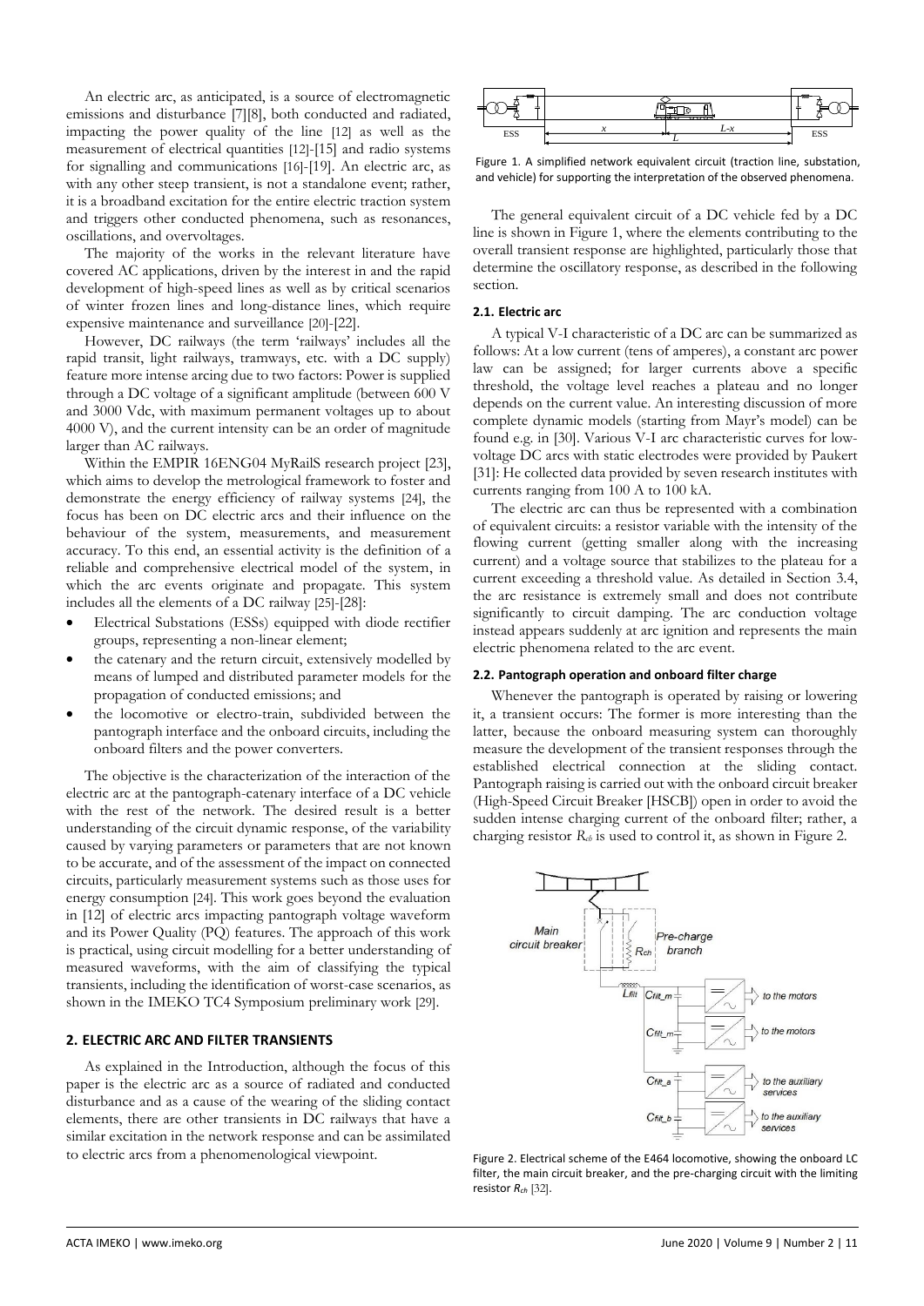An electric arc, as anticipated, is a source of electromagnetic emissions and disturbance [7][8], both conducted and radiated, impacting the power quality of the line [12] as well as the measurement of electrical quantities [12]-[15] and radio systems for signalling and communications [16]-[19]. An electric arc, as with any other steep transient, is not a standalone event; rather, it is a broadband excitation for the entire electric traction system and triggers other conducted phenomena, such as resonances, oscillations, and overvoltages.

The majority of the works in the relevant literature have covered AC applications, driven by the interest in and the rapid development of high-speed lines as well as by critical scenarios of winter frozen lines and long-distance lines, which require expensive maintenance and surveillance [20]-[22].

However, DC railways (the term 'railways' includes all the rapid transit, light railways, tramways, etc. with a DC supply) feature more intense arcing due to two factors: Power is supplied through a DC voltage of a significant amplitude (between 600 V and 3000 Vdc, with maximum permanent voltages up to about 4000 V), and the current intensity can be an order of magnitude larger than AC railways.

Within the EMPIR 16ENG04 MyRailS research project [23], which aims to develop the metrological framework to foster and demonstrate the energy efficiency of railway systems [24], the focus has been on DC electric arcs and their influence on the behaviour of the system, measurements, and measurement accuracy. To this end, an essential activity is the definition of a reliable and comprehensive electrical model of the system, in which the arc events originate and propagate. This system includes all the elements of a DC railway [25]-[28]:

- Electrical Substations (ESSs) equipped with diode rectifier groups, representing a non-linear element;
- the catenary and the return circuit, extensively modelled by means of lumped and distributed parameter models for the propagation of conducted emissions; and
- the locomotive or electro-train, subdivided between the pantograph interface and the onboard circuits, including the onboard filters and the power converters.

The objective is the characterization of the interaction of the electric arc at the pantograph-catenary interface of a DC vehicle with the rest of the network. The desired result is a better understanding of the circuit dynamic response, of the variability caused by varying parameters or parameters that are not known to be accurate, and of the assessment of the impact on connected circuits, particularly measurement systems such as those uses for energy consumption [24]. This work goes beyond the evaluation in [12] of electric arcs impacting pantograph voltage waveform and its Power Quality (PQ) features. The approach of this work is practical, using circuit modelling for a better understanding of measured waveforms, with the aim of classifying the typical transients, including the identification of worst-case scenarios, as shown in the IMEKO TC4 Symposium preliminary work [29].

## 2. ELECTRIC ARC AND FILTER TRANSIENTS

As explained in the Introduction, although the focus of this paper is the electric arc as a source of radiated and conducted disturbance and as a cause of the wearing of the sliding contact elements, there are other transients in DC railways that have a similar excitation in the network response and can be assimilated to electric arcs from a phenomenological viewpoint.

Figure 1. A simplified network equivalent circuit (traction line, substation, and vehicle) for supporting the interpretation of the observed phenomena.

The general equivalent circuit of a DC vehicle fed by a DC line is shown in Figure 1, where the elements contributing to the overall transient response are highlighted, particularly those that determine the oscillatory response, as described in the following section.

### 2.1. Electric arc

A typical V-I characteristic of a DC arc can be summarized as follows: At a low current (tens of amperes), a constant arc power law can be assigned; for larger currents above a specific threshold, the voltage level reaches a plateau and no longer depends on the current value. An interesting discussion of more complete dynamic models (starting from Mayr's model) can be found e.g. in [30]. Various V-I arc characteristic curves for low-voltage DC arcs with static electrodes were provided by Paukert [31]: He collected data provided by seven research institutes with currents ranging from 100 A to 100 kA.

The electric arc can thus be represented with a combination of equivalent circuits: a resistor variable with the intensity of the flowing current (getting smaller along with the increasing current) and a voltage source that stabilizes to the plateau for a current exceeding a threshold value. As detailed in Section 3.4, the arc resistance is extremely small and does not contribute significantly to circuit damping. The arc conduction voltage instead appears suddenly at arc ignition and represents the main electric phenomena related to the arc event.

### 2.2. Pantograph operation and onboard filter charge

Whenever the pantograph is operated by raising or lowering it, a transient occurs: The former is more interesting than the latter, because the onboard measuring system can thoroughly measure the development of the transient responses through the established electrical connection at the sliding contact. Pantograph raising is carried out with the onboard circuit breaker (High-Speed Circuit Breaker [HSCB]) open in order to avoid the sudden intense charging current of the onboard filter; rather, a charging resistor $R_{ch}$ is used to control it, as shown in Figure 2.

Figure 2. Electrical scheme of the E464 locomotive, showing the onboard LC filter, the main circuit breaker, and the pre-charging circuit with the limiting resistor $R_{ch}$ [32].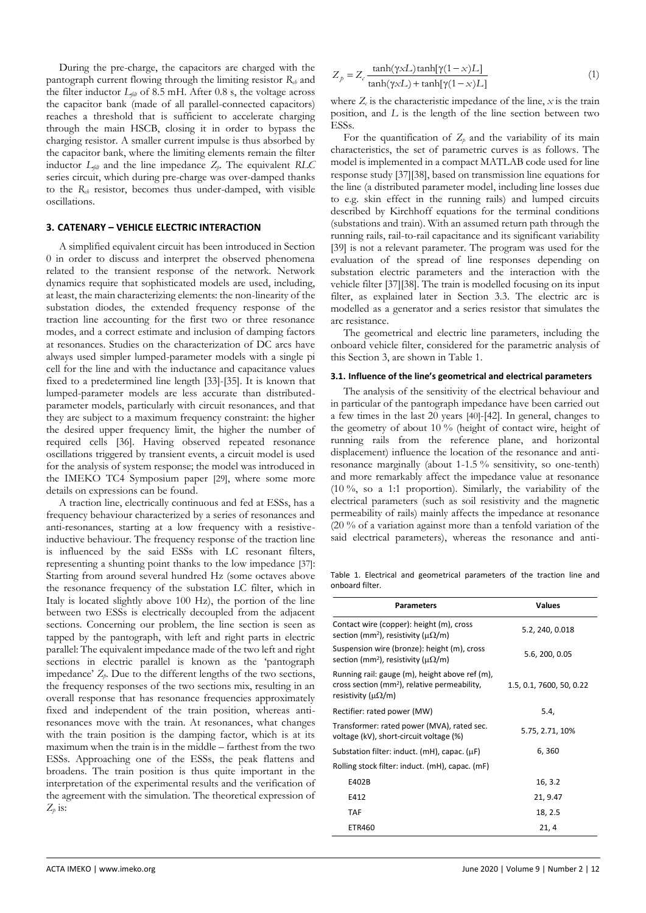During the pre-charge, the capacitors are charged with the pantograph current flowing through the limiting resistor $R_{ch}$ and the filter inductor $L_{filt}$ of 8.5 mH. After 0.8 s, the voltage across the capacitor bank (made of all parallel-connected capacitors) reaches a threshold that is sufficient to accelerate charging through the main HSCB, closing it in order to bypass the charging resistor. A smaller current impulse is thus absorbed by the capacitor bank, where the limiting elements remain the filter inductor $L_{filt}$ and the line impedance $Z_p$. The equivalent $RLC$ series circuit, which during pre-charge was over-damped thanks to the $R_{ch}$ resistor, becomes thus under-damped, with visible oscillations.

## 3. CATENARY – VEHICLE ELECTRIC INTERACTION

A simplified equivalent circuit has been introduced in Section 0 in order to discuss and interpret the observed phenomena related to the transient response of the network. Network dynamics require that sophisticated models are used, including, at least, the main characterizing elements: the non-linearity of the substation diodes, the extended frequency response of the traction line accounting for the first two or three resonance modes, and a correct estimate and inclusion of damping factors at resonances. Studies on the characterization of DC arcs have always used simpler lumped-parameter models with a single pi cell for the line and with the inductance and capacitance values fixed to a predetermined line length [33]-[35]. It is known that lumped-parameter models are less accurate than distributed-parameter models, particularly with circuit resonances, and that they are subject to a maximum frequency constraint: the higher the desired upper frequency limit, the higher the number of required cells [36]. Having observed repeated resonance oscillations triggered by transient events, a circuit model is used for the analysis of system response; the model was introduced in the IMEKO TC4 Symposium paper [29], where some more details on expressions can be found.

A traction line, electrically continuous and fed at ESSs, has a frequency behaviour characterized by a series of resonances and anti-resonances, starting at a low frequency with a resistive-inductive behaviour. The frequency response of the traction line is influenced by the said ESSs with LC resonant filters, representing a shunting point thanks to the low impedance [37]: Starting from around several hundred Hz (some octaves above the resonance frequency of the substation LC filter, which in Italy is located slightly above 100 Hz), the portion of the line between two ESSs is electrically decoupled from the adjacent sections. Concerning our problem, the line section is seen as tapped by the pantograph, with left and right parts in electric parallel: The equivalent impedance made of the two left and right sections in electric parallel is known as the 'pantograph impedance' $Z_p$. Due to the different lengths of the two sections, the frequency responses of the two sections mix, resulting in an overall response that has resonance frequencies approximately fixed and independent of the train position, whereas anti-resonances move with the train. At resonances, what changes with the train position is the damping factor, which is at its maximum when the train is in the middle – farthest from the two ESSs. Approaching one of the ESSs, the peak flattens and broadens. The train position is thus quite important in the interpretation of the experimental results and the verification of the agreement with the simulation. The theoretical expression of $Z_p$ is:

$$Z_p = Z_c \frac{\tanh(\gamma x L)\tanh[\gamma(1-x)L]}{\tanh(\gamma x L)+\tanh[\gamma(1-x)L]} \tag{1}$$

where $Z_c$ is the characteristic impedance of the line, $x$ is the train position, and $L$ is the length of the line section between two ESSs.

For the quantification of $Z_p$ and the variability of its main characteristics, the set of parametric curves is as follows. The model is implemented in a compact MATLAB code used for line response study [37][38], based on transmission line equations for the line (a distributed parameter model, including line losses due to e.g. skin effect in the running rails) and lumped circuits described by Kirchhoff equations for the terminal conditions (substations and train). With an assumed return path through the running rails, rail-to-rail capacitance and its significant variability [39] is not a relevant parameter. The program was used for the evaluation of the spread of line responses depending on substation electric parameters and the interaction with the vehicle filter [37][38]. The train is modelled focusing on its input filter, as explained later in Section 3.3. The electric arc is modelled as a generator and a series resistor that simulates the arc resistance.

The geometrical and electric line parameters, including the onboard vehicle filter, considered for the parametric analysis of this Section 3, are shown in Table 1.

### 3.1. Influence of the line's geometrical and electrical parameters

The analysis of the sensitivity of the electrical behaviour and in particular of the pantograph impedance have been carried out a few times in the last 20 years [40]-[42]. In general, changes to the geometry of about 10 % (height of contact wire, height of running rails from the reference plane, and horizontal displacement) influence the location of the resonance and anti-resonance marginally (about 1-1.5 % sensitivity, so one-tenth) and more remarkably affect the impedance value at resonance (10 %, so a 1:1 proportion). Similarly, the variability of the electrical parameters (such as soil resistivity and the magnetic permeability of rails) mainly affects the impedance at resonance (20 % of a variation against more than a tenfold variation of the said electrical parameters), whereas the resonance and anti-

Table 1. Electrical and geometrical parameters of the traction line and onboard filter.

| Parameters | Values |
|---|---|
| Contact wire (copper): height (m), cross section (mm²), resistivity (μΩ/m) | 5.2, 240, 0.018 |
| Suspension wire (bronze): height (m), cross section (mm²), resistivity (μΩ/m) | 5.6, 200, 0.05 |
| Running rail: gauge (m), height above ref (m), cross section (mm²), relative permeability, resistivity (μΩ/m) | 1.5, 0.1, 7600, 50, 0.22 |
| Rectifier: rated power (MW) | 5.4, |
| Transformer: rated power (MVA), rated sec. voltage (kV), short-circuit voltage (%) | 5.75, 2.71, 10% |
| Substation filter: induct. (mH), capac. (μF) | 6, 360 |
| Rolling stock filter: induct. (mH), capac. (mF) | |
| E402B | 16, 3.2 |
| E412 | 21, 9.47 |
| TAF | 18, 2.5 |
| ETR460 | 21, 4 |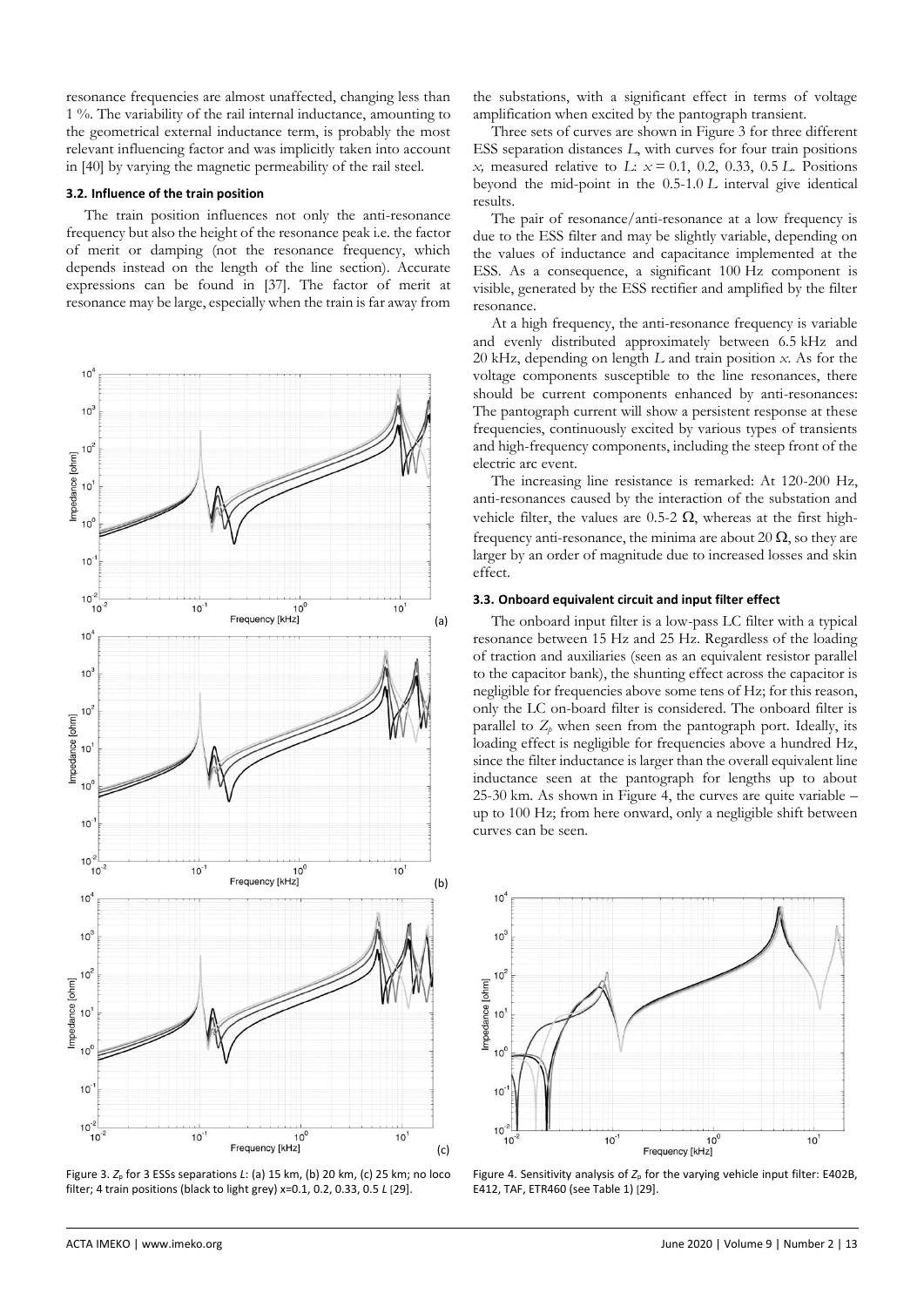resonance frequencies are almost unaffected, changing less than 1 %. The variability of the rail internal inductance, amounting to the geometrical external inductance term, is probably the most relevant influencing factor and was implicitly taken into account in [40] by varying the magnetic permeability of the rail steel.

### 3.2. Influence of the train position

The train position influences not only the anti-resonance frequency but also the height of the resonance peak i.e. the factor of merit or damping (not the resonance frequency, which depends instead on the length of the line section). Accurate expressions can be found in [37]. The factor of merit at resonance may be large, especially when the train is far away from the substations, with a significant effect in terms of voltage amplification when excited by the pantograph transient.

Three sets of curves are shown in Figure 3 for three different ESS separation distances $L$, with curves for four train positions $x$, measured relative to $L$: $x = 0.1$, 0.2, 0.33, 0.5 $L$. Positions beyond the mid-point in the 0.5-1.0 $L$ interval give identical results.

The pair of resonance/anti-resonance at a low frequency is due to the ESS filter and may be slightly variable, depending on the values of inductance and capacitance implemented at the ESS. As a consequence, a significant 100 Hz component is visible, generated by the ESS rectifier and amplified by the filter resonance.

At a high frequency, the anti-resonance frequency is variable and evenly distributed approximately between 6.5 kHz and 20 kHz, depending on length $L$ and train position $x$. As for the voltage components susceptible to the line resonances, there should be current components enhanced by anti-resonances: The pantograph current will show a persistent response at these frequencies, continuously excited by various types of transients and high-frequency components, including the steep front of the electric arc event.

The increasing line resistance is remarked: At 120-200 Hz, anti-resonances caused by the interaction of the substation and vehicle filter, the values are 0.5-2 Ω, whereas at the first high-frequency anti-resonance, the minima are about 20 Ω, so they are larger by an order of magnitude due to increased losses and skin effect.

### 3.3. Onboard equivalent circuit and input filter effect

The onboard input filter is a low-pass LC filter with a typical resonance between 15 Hz and 25 Hz. Regardless of the loading of traction and auxiliaries (seen as an equivalent resistor parallel to the capacitor bank), the shunting effect across the capacitor is negligible for frequencies above some tens of Hz; for this reason, only the LC on-board filter is considered. The onboard filter is parallel to $Z_p$ when seen from the pantograph port. Ideally, its loading effect is negligible for frequencies above a hundred Hz, since the filter inductance is larger than the overall equivalent line inductance seen at the pantograph for lengths up to about 25-30 km. As shown in Figure 4, the curves are quite variable – up to 100 Hz; from here onward, only a negligible shift between curves can be seen.

Figure 3. $Z_p$ for 3 ESSs separations $L$: (a) 15 km, (b) 20 km, (c) 25 km; no loco filter; 4 train positions (black to light grey) x=0.1, 0.2, 0.33, 0.5 $L$ [29].

Figure 4. Sensitivity analysis of $Z_p$ for the varying vehicle input filter: E402B, E412, TAF, ETR460 (see Table 1) [29].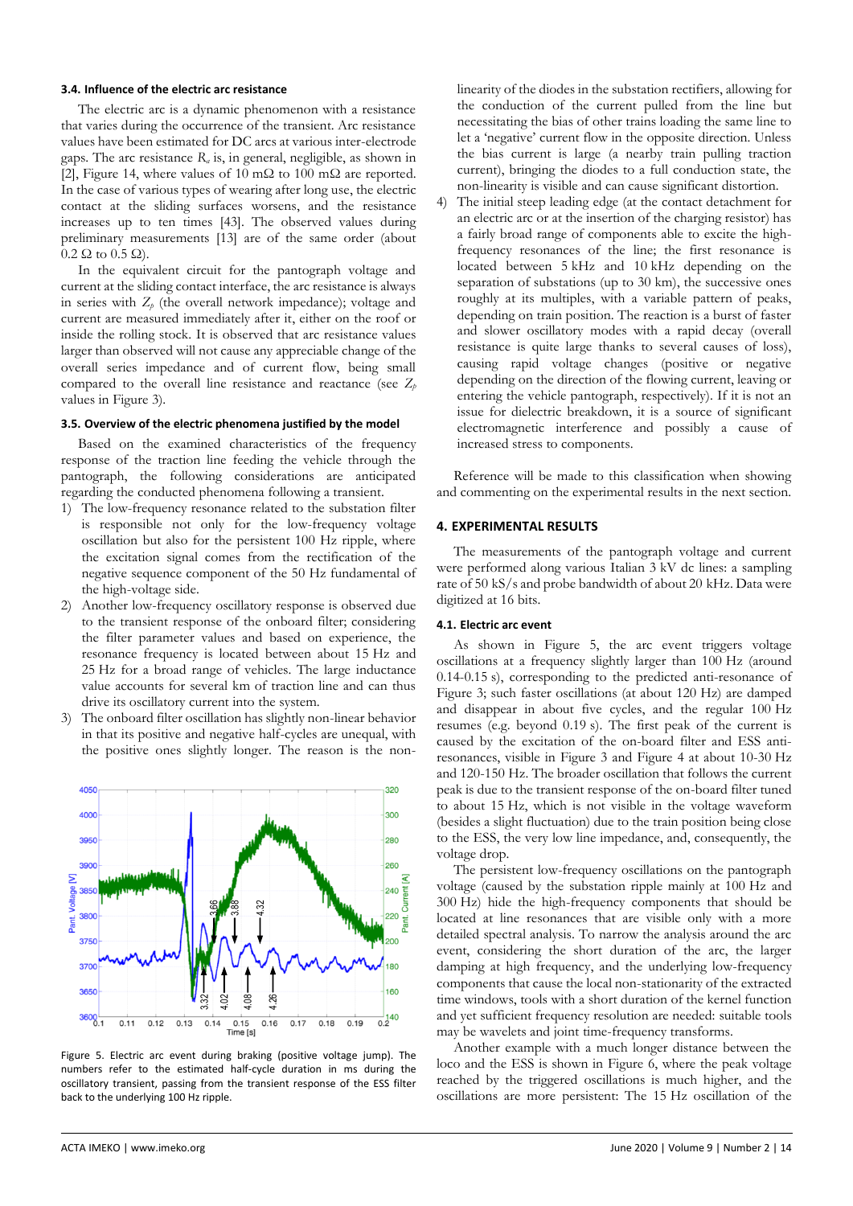### 3.4. Influence of the electric arc resistance

The electric arc is a dynamic phenomenon with a resistance that varies during the occurrence of the transient. Arc resistance values have been estimated for DC arcs at various inter-electrode gaps. The arc resistance $R_a$ is, in general, negligible, as shown in [2], Figure 14, where values of 10 mΩ to 100 mΩ are reported. In the case of various types of wearing after long use, the electric contact at the sliding surfaces worsens, and the resistance increases up to ten times [43]. The observed values during preliminary measurements [13] are of the same order (about 0.2 Ω to 0.5 Ω).

In the equivalent circuit for the pantograph voltage and current at the sliding contact interface, the arc resistance is always in series with $Z_p$ (the overall network impedance); voltage and current are measured immediately after it, either on the roof or inside the rolling stock. It is observed that arc resistance values larger than observed will not cause any appreciable change of the overall series impedance and of current flow, being small compared to the overall line resistance and reactance (see $Z_p$ values in Figure 3).

### 3.5. Overview of the electric phenomena justified by the model

Based on the examined characteristics of the frequency response of the traction line feeding the vehicle through the pantograph, the following considerations are anticipated regarding the conducted phenomena following a transient.

1) The low-frequency resonance related to the substation filter is responsible not only for the low-frequency voltage oscillation but also for the persistent 100 Hz ripple, where the excitation signal comes from the rectification of the negative sequence component of the 50 Hz fundamental of the high-voltage side.
2) Another low-frequency oscillatory response is observed due to the transient response of the onboard filter; considering the filter parameter values and based on experience, the resonance frequency is located between about 15 Hz and 25 Hz for a broad range of vehicles. The large inductance value accounts for several km of traction line and can thus drive its oscillatory current into the system.
3) The onboard filter oscillation has slightly non-linear behavior in that its positive and negative half-cycles are unequal, with the positive ones slightly longer. The reason is the non-linearity of the diodes in the substation rectifiers, allowing for the conduction of the current pulled from the line but necessitating the bias of other trains loading the same line to let a 'negative' current flow in the opposite direction. Unless the bias current is large (a nearby train pulling traction current), bringing the diodes to a full conduction state, the non-linearity is visible and can cause significant distortion.
4) The initial steep leading edge (at the contact detachment for an electric arc or at the insertion of the charging resistor) has a fairly broad range of components able to excite the high-frequency resonances of the line; the first resonance is located between 5 kHz and 10 kHz depending on the separation of substations (up to 30 km), the successive ones roughly at its multiples, with a variable pattern of peaks, depending on train position. The reaction is a burst of faster and slower oscillatory modes with a rapid decay (overall resistance is quite large thanks to several causes of loss), causing rapid voltage changes (positive or negative depending on the direction of the flowing current, leaving or entering the vehicle pantograph, respectively). If it is not an issue for dielectric breakdown, it is a source of significant electromagnetic interference and possibly a cause of increased stress to components.

Reference will be made to this classification when showing and commenting on the experimental results in the next section.

Figure 5. Electric arc event during braking (positive voltage jump). The numbers refer to the estimated half-cycle duration in ms during the oscillatory transient, passing from the transient response of the ESS filter back to the underlying 100 Hz ripple.

## 4. EXPERIMENTAL RESULTS

The measurements of the pantograph voltage and current were performed along various Italian 3 kV dc lines: a sampling rate of 50 kS/s and probe bandwidth of about 20 kHz. Data were digitized at 16 bits.

### 4.1. Electric arc event

As shown in Figure 5, the arc event triggers voltage oscillations at a frequency slightly larger than 100 Hz (around 0.14-0.15 s), corresponding to the predicted anti-resonance of Figure 3; such faster oscillations (at about 120 Hz) are damped and disappear in about five cycles, and the regular 100 Hz resumes (e.g. beyond 0.19 s). The first peak of the current is caused by the excitation of the on-board filter and ESS anti-resonances, visible in Figure 3 and Figure 4 at about 10-30 Hz and 120-150 Hz. The broader oscillation that follows the current peak is due to the transient response of the on-board filter tuned to about 15 Hz, which is not visible in the voltage waveform (besides a slight fluctuation) due to the train position being close to the ESS, the very low line impedance, and, consequently, the voltage drop.

The persistent low-frequency oscillations on the pantograph voltage (caused by the substation ripple mainly at 100 Hz and 300 Hz) hide the high-frequency components that should be located at line resonances that are visible only with a more detailed spectral analysis. To narrow the analysis around the arc event, considering the short duration of the arc, the larger damping at high frequency, and the underlying low-frequency components that cause the local non-stationarity of the extracted time windows, tools with a short duration of the kernel function and yet sufficient frequency resolution are needed: suitable tools may be wavelets and joint time-frequency transforms.

Another example with a much longer distance between the loco and the ESS is shown in Figure 6, where the peak voltage reached by the triggered oscillations is much higher, and the oscillations are more persistent: The 15 Hz oscillation of the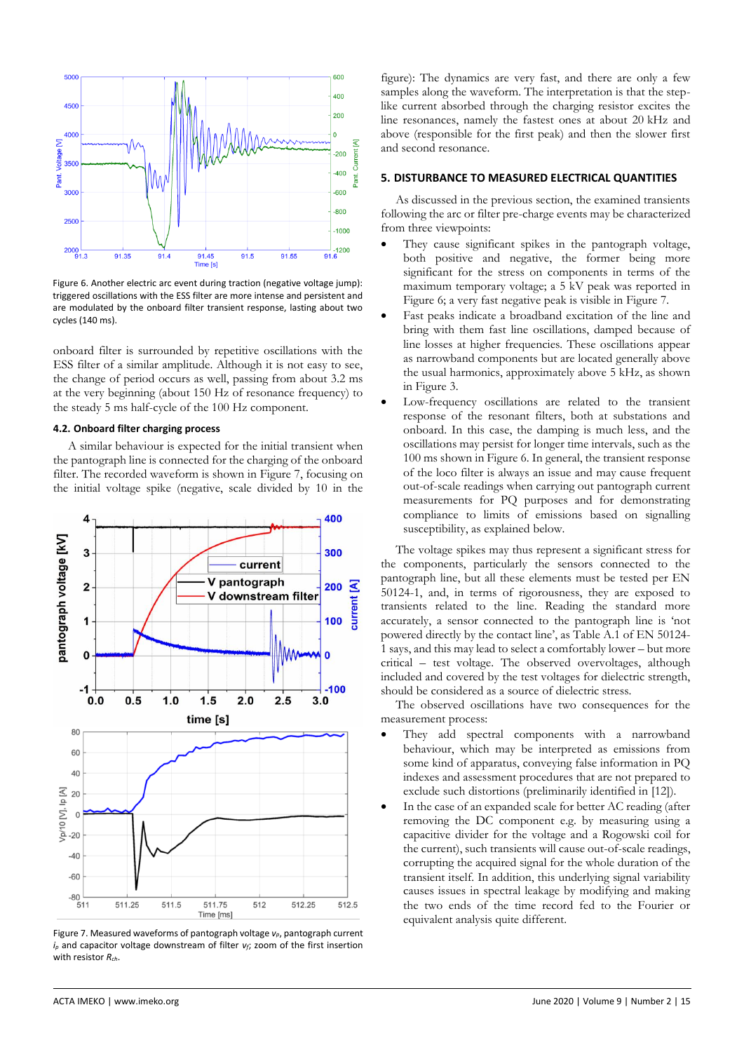Figure 6. Another electric arc event during traction (negative voltage jump): triggered oscillations with the ESS filter are more intense and persistent and are modulated by the onboard filter transient response, lasting about two cycles (140 ms).

onboard filter is surrounded by repetitive oscillations with the ESS filter of a similar amplitude. Although it is not easy to see, the change of period occurs as well, passing from about 3.2 ms at the very beginning (about 150 Hz of resonance frequency) to the steady 5 ms half-cycle of the 100 Hz component.

### 4.2. Onboard filter charging process

A similar behaviour is expected for the initial transient when the pantograph line is connected for the charging of the onboard filter. The recorded waveform is shown in Figure 7, focusing on the initial voltage spike (negative, scale divided by 10 in the figure): The dynamics are very fast, and there are only a few samples along the waveform. The interpretation is that the step-like current absorbed through the charging resistor excites the line resonances, namely the fastest ones at about 20 kHz and above (responsible for the first peak) and then the slower first and second resonance.

Figure 7. Measured waveforms of pantograph voltage $v_p$, pantograph current $i_p$ and capacitor voltage downstream of filter $v_f$; zoom of the first insertion with resistor $R_{ch}$.

## 5. DISTURBANCE TO MEASURED ELECTRICAL QUANTITIES

As discussed in the previous section, the examined transients following the arc or filter pre-charge events may be characterized from three viewpoints:

- They cause significant spikes in the pantograph voltage, both positive and negative, the former being more significant for the stress on components in terms of the maximum temporary voltage; a 5 kV peak was reported in Figure 6; a very fast negative peak is visible in Figure 7.
- Fast peaks indicate a broadband excitation of the line and bring with them fast line oscillations, damped because of line losses at higher frequencies. These oscillations appear as narrowband components but are located generally above the usual harmonics, approximately above 5 kHz, as shown in Figure 3.
- Low-frequency oscillations are related to the transient response of the resonant filters, both at substations and onboard. In this case, the damping is much less, and the oscillations may persist for longer time intervals, such as the 100 ms shown in Figure 6. In general, the transient response of the loco filter is always an issue and may cause frequent out-of-scale readings when carrying out pantograph current measurements for PQ purposes and for demonstrating compliance to limits of emissions based on signalling susceptibility, as explained below.

The voltage spikes may thus represent a significant stress for the components, particularly the sensors connected to the pantograph line, but all these elements must be tested per EN 50124-1 and, in terms of rigorousness, they are exposed to transients related to the line. Reading the standard more accurately, a sensor connected to the pantograph line is 'not powered directly by the contact line', as Table A.1 of EN 50124-1 says, and this may lead to select a comfortably lower – but more critical – test voltage. The observed overvoltages, although included and covered by the test voltages for dielectric strength, should be considered as a source of dielectric stress.

The observed oscillations have two consequences for the measurement process:

- They add spectral components with a narrowband behaviour, which may be interpreted as emissions from some kind of apparatus, conveying false information in PQ indexes and assessment procedures that are not prepared to exclude such distortions (preliminarily identified in [12]).
- In the case of an expanded scale for better AC reading (after removing the DC component e.g. by measuring using a capacitive divider for the voltage and a Rogowski coil for the current), such transients will cause out-of-scale readings, corrupting the acquired signal for the whole duration of the transient itself. In addition, this underlying signal variability causes issues in spectral leakage by modifying and making the two ends of the time record fed to the Fourier or equivalent analysis quite different.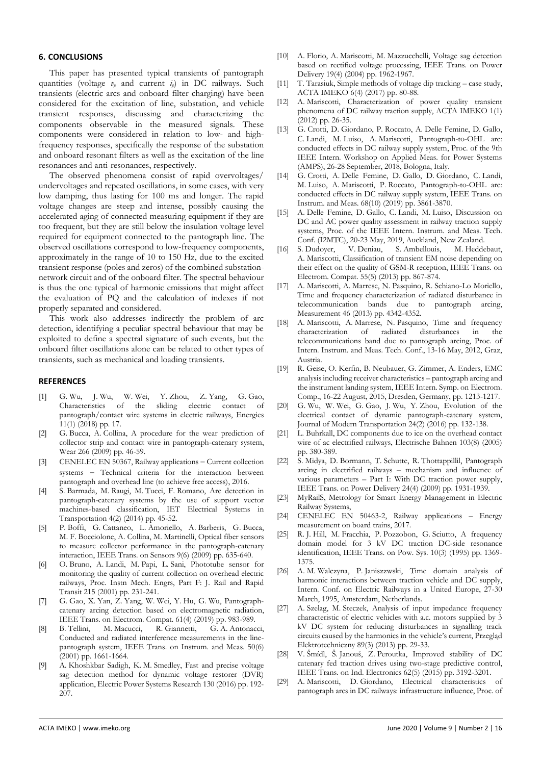## 6. CONCLUSIONS

This paper has presented typical transients of pantograph quantities (voltage $v_p$ and current $i_p$) in DC railways. Such transients (electric arcs and onboard filter charging) have been considered for the excitation of line, substation, and vehicle transient responses, discussing and characterizing the components observable in the measured signals. These components were considered in relation to low- and high-frequency responses, specifically the response of the substation and onboard resonant filters as well as the excitation of the line resonances and anti-resonances, respectively.

The observed phenomena consist of rapid overvoltages/ undervoltages and repeated oscillations, in some cases, with very low damping, thus lasting for 100 ms and longer. The rapid voltage changes are steep and intense, possibly causing the accelerated aging of connected measuring equipment if they are too frequent, but they are still below the insulation voltage level required for equipment connected to the pantograph line. The observed oscillations correspond to low-frequency components, approximately in the range of 10 to 150 Hz, due to the excited transient response (poles and zeros) of the combined substation-network circuit and of the onboard filter. The spectral behaviour is thus the one typical of harmonic emissions that might affect the evaluation of PQ and the calculation of indexes if not properly separated and considered.

This work also addresses indirectly the problem of arc detection, identifying a peculiar spectral behaviour that may be exploited to define a spectral signature of such events, but the onboard filter oscillations alone can be related to other types of transients, such as mechanical and loading transients.

## REFERENCES

[1] G. Wu, J. Wu, W. Wei, Y. Zhou, Z. Yang, G. Gao, Characteristics of the sliding electric contact of pantograph/contact wire systems in electric railways, Energies 11(1) (2018) pp. 17.

[2] G. Bucca, A. Collina, A procedure for the wear prediction of collector strip and contact wire in pantograph-catenary system, Wear 266 (2009) pp. 46-59.

[3] CENELEC EN 50367, Railway applications – Current collection systems – Technical criteria for the interaction between pantograph and overhead line (to achieve free access), 2016.

[4] S. Barmada, M. Raugi, M. Tucci, F. Romano, Arc detection in pantograph-catenary systems by the use of support vector machines-based classification, IET Electrical Systems in Transportation 4(2) (2014) pp. 45-52.

[5] P. Boffi, G. Cattaneo, L. Amoriello, A. Barberis, G. Bucca, M. F. Bocciolone, A. Collina, M. Martinelli, Optical fiber sensors to measure collector performance in the pantograph-catenary interaction, IEEE Trans. on Sensors 9(6) (2009) pp. 635-640.

[6] O. Bruno, A. Landi, M. Papi, L. Sani, Phototube sensor for monitoring the quality of current collection on overhead electric railways, Proc. Instn Mech. Engrs, Part F: J. Rail and Rapid Transit 215 (2001) pp. 231-241.

[7] G. Gao, X. Yan, Z. Yang, W. Wei, Y. Hu, G. Wu, Pantograph-catenary arcing detection based on electromagnetic radiation, IEEE Trans. on Electrom. Compat. 61(4) (2019) pp. 983-989.

[8] B. Tellini, M. Macucci, R. Giannetti, G. A. Antonacci, Conducted and radiated interference measurements in the line-pantograph system, IEEE Trans. on Instrum. and Meas. 50(6) (2001) pp. 1661-1664.

[9] A. Khoshkbar Sadigh, K. M. Smedley, Fast and precise voltage sag detection method for dynamic voltage restorer (DVR) application, Electric Power Systems Research 130 (2016) pp. 192-207.

[10] A. Florio, A. Mariscotti, M. Mazzucchelli, Voltage sag detection based on rectified voltage processing, IEEE Trans. on Power Delivery 19(4) (2004) pp. 1962-1967.

[11] T. Tarasiuk, Simple methods of voltage dip tracking – case study, ACTA IMEKO 6(4) (2017) pp. 80-88.

[12] A. Mariscotti, Characterization of power quality transient phenomena of DC railway traction supply, ACTA IMEKO 1(1) (2012) pp. 26-35.

[13] G. Crotti, D. Giordano, P. Roccato, A. Delle Femine, D. Gallo, C. Landi, M. Luiso, A. Mariscotti, Pantograph-to-OHL arc: conducted effects in DC railway supply system, Proc. of the 9th IEEE Intern. Workshop on Applied Meas. for Power Systems (AMPS), 26-28 September, 2018, Bologna, Italy.

[14] G. Crotti, A. Delle Femine, D. Gallo, D. Giordano, C. Landi, M. Luiso, A. Mariscotti, P. Roccato, Pantograph-to-OHL arc: conducted effects in DC railway supply system, IEEE Trans. on Instrum. and Meas. 68(10) (2019) pp. 3861-3870.

[15] A. Delle Femine, D. Gallo, C. Landi, M. Luiso, Discussion on DC and AC power quality assessment in railway traction supply systems, Proc. of the IEEE Intern. Instrum. and Meas. Tech. Conf. (I2MTC), 20-23 May, 2019, Auckland, New Zealand.

[16] S. Dudoyer, V. Deniau, S. Ambellouis, M. Heddebaut, A. Mariscotti, Classification of transient EM noise depending on their effect on the quality of GSM-R reception, IEEE Trans. on Electrom. Compat. 55(5) (2013) pp. 867-874.

[17] A. Mariscotti, A. Marrese, N. Pasquino, R. Schiano-Lo Moriello, Time and frequency characterization of radiated disturbance in telecommunication bands due to pantograph arcing, Measurement 46 (2013) pp. 4342-4352.

[18] A. Mariscotti, A. Marrese, N. Pasquino, Time and frequency characterization of radiated disturbances in the telecommunications band due to pantograph arcing, Proc. of Intern. Instrum. and Meas. Tech. Conf., 13-16 May, 2012, Graz, Austria.

[19] R. Geise, O. Kerfin, B. Neubauer, G. Zimmer, A. Enders, EMC analysis including receiver characteristics – pantograph arcing and the instrument landing system, IEEE Intern. Symp. on Electrom. Comp., 16-22 August, 2015, Dresden, Germany, pp. 1213-1217.

[20] G. Wu, W. Wei, G. Gao, J. Wu, Y. Zhou, Evolution of the electrical contact of dynamic pantograph-catenary system, Journal of Modern Transportation 24(2) (2016) pp. 132-138.

[21] L. Buhrkall, DC components due to ice on the overhead contact wire of ac electrified railways, Electrische Bahnen 103(8) (2005) pp. 380-389.

[22] S. Midya, D. Bormann, T. Schutte, R. Thottappillil, Pantograph arcing in electrified railways – mechanism and influence of various parameters – Part I: With DC traction power supply, IEEE Trans. on Power Delivery 24(4) (2009) pp. 1931-1939.

[23] MyRailS, Metrology for Smart Energy Management in Electric Railway Systems,

[24] CENELEC EN 50463-2, Railway applications – Energy measurement on board trains, 2017.

[25] R. J. Hill, M. Fracchia, P. Pozzobon, G. Sciutto, A frequency domain model for 3 kV DC traction DC-side resonance identification, IEEE Trans. on Pow. Sys. 10(3) (1995) pp. 1369-1375.

[26] A. M. Walczyna, P. Janiszzwski, Time domain analysis of harmonic interactions between traction vehicle and DC supply, Intern. Conf. on Electric Railways in a United Europe, 27-30 March, 1995, Amsterdam, Netherlands.

[27] A. Szelag, M. Steczek, Analysis of input impedance frequency characteristic of electric vehicles with a.c. motors supplied by 3 kV DC system for reducing disturbances in signalling track circuits caused by the harmonics in the vehicle's current, Przegląd Elektrotechniczny 89(3) (2013) pp. 29-33.

[28] V. Šmídl, Š. Janouš, Z. Peroutka, Improved stability of DC catenary fed traction drives using two-stage predictive control, IEEE Trans. on Ind. Electronics 62(5) (2015) pp. 3192-3201.

[29] A. Mariscotti, D. Giordano, Electrical characteristics of pantograph arcs in DC railways: infrastructure influence, Proc. of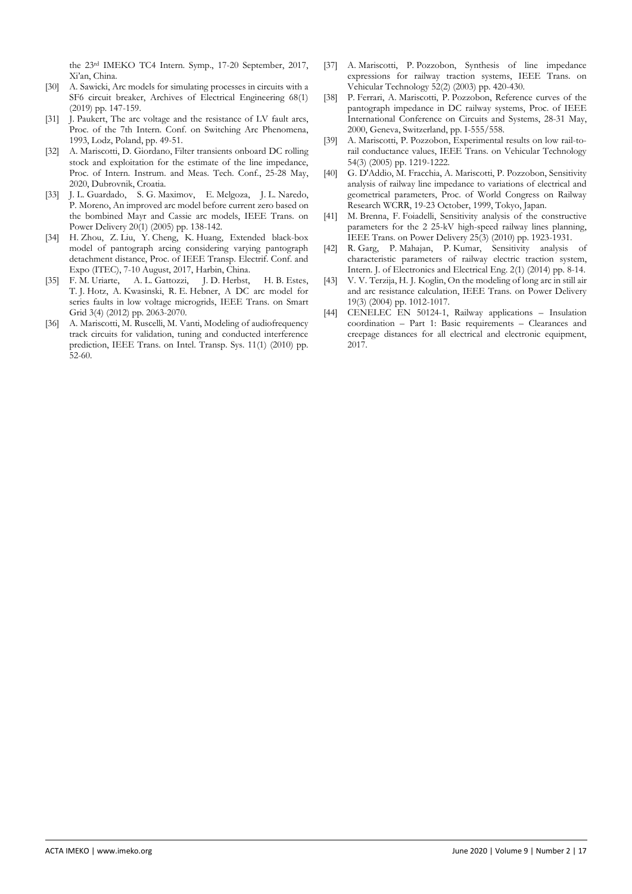the 23rd IMEKO TC4 Intern. Symp., 17-20 September, 2017, Xi'an, China.

[30] A. Sawicki, Arc models for simulating processes in circuits with a SF6 circuit breaker, Archives of Electrical Engineering 68(1) (2019) pp. 147-159.

[31] J. Paukert, The arc voltage and the resistance of LV fault arcs, Proc. of the 7th Intern. Conf. on Switching Arc Phenomena, 1993, Lodz, Poland, pp. 49-51.

[32] A. Mariscotti, D. Giordano, Filter transients onboard DC rolling stock and exploitation for the estimate of the line impedance, Proc. of Intern. Instrum. and Meas. Tech. Conf., 25-28 May, 2020, Dubrovnik, Croatia.

[33] J. L. Guardado, S. G. Maximov, E. Melgoza, J. L. Naredo, P. Moreno, An improved arc model before current zero based on the bombined Mayr and Cassie arc models, IEEE Trans. on Power Delivery 20(1) (2005) pp. 138-142.

[34] H. Zhou, Z. Liu, Y. Cheng, K. Huang, Extended black-box model of pantograph arcing considering varying pantograph detachment distance, Proc. of IEEE Transp. Electrif. Conf. and Expo (ITEC), 7-10 August, 2017, Harbin, China.

[35] F. M. Uriarte, A. L. Gattozzi, J. D. Herbst, H. B. Estes, T. J. Hotz, A. Kwasinski, R. E. Hebner, A DC arc model for series faults in low voltage microgrids, IEEE Trans. on Smart Grid 3(4) (2012) pp. 2063-2070.

[36] A. Mariscotti, M. Ruscelli, M. Vanti, Modeling of audiofrequency track circuits for validation, tuning and conducted interference prediction, IEEE Trans. on Intel. Transp. Sys. 11(1) (2010) pp. 52-60.

[37] A. Mariscotti, P. Pozzobon, Synthesis of line impedance expressions for railway traction systems, IEEE Trans. on Vehicular Technology 52(2) (2003) pp. 420-430.

[38] P. Ferrari, A. Mariscotti, P. Pozzobon, Reference curves of the pantograph impedance in DC railway systems, Proc. of IEEE International Conference on Circuits and Systems, 28-31 May, 2000, Geneva, Switzerland, pp. I-555/558.

[39] A. Mariscotti, P. Pozzobon, Experimental results on low rail-to-rail conductance values, IEEE Trans. on Vehicular Technology 54(3) (2005) pp. 1219-1222.

[40] G. D'Addio, M. Fracchia, A. Mariscotti, P. Pozzobon, Sensitivity analysis of railway line impedance to variations of electrical and geometrical parameters, Proc. of World Congress on Railway Research WCRR, 19-23 October, 1999, Tokyo, Japan.

[41] M. Brenna, F. Foiadelli, Sensitivity analysis of the constructive parameters for the 2 25-kV high-speed railway lines planning, IEEE Trans. on Power Delivery 25(3) (2010) pp. 1923-1931.

[42] R. Garg, P. Mahajan, P. Kumar, Sensitivity analysis of characteristic parameters of railway electric traction system, Intern. J. of Electronics and Electrical Eng. 2(1) (2014) pp. 8-14.

[43] V. V. Terzija, H. J. Koglin, On the modeling of long arc in still air and arc resistance calculation, IEEE Trans. on Power Delivery 19(3) (2004) pp. 1012-1017.

[44] CENELEC EN 50124-1, Railway applications – Insulation coordination – Part 1: Basic requirements – Clearances and creepage distances for all electrical and electronic equipment, 2017.